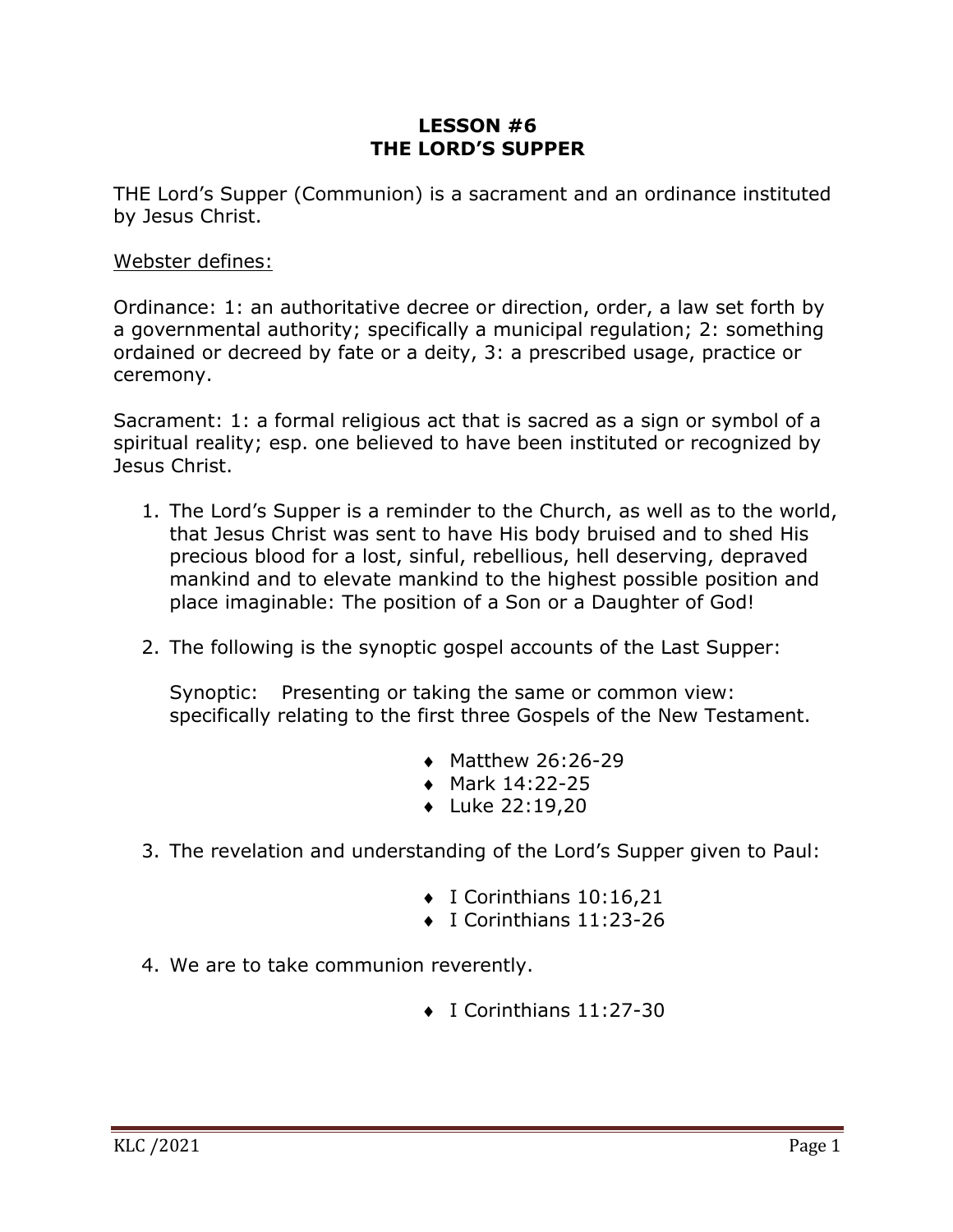# LESSON #6
# THE LORD'S SUPPER

THE Lord's Supper (Communion) is a sacrament and an ordinance instituted by Jesus Christ.

Webster defines:

Ordinance: 1: an authoritative decree or direction, order, a law set forth by a governmental authority; specifically a municipal regulation; 2: something ordained or decreed by fate or a deity, 3: a prescribed usage, practice or ceremony.

Sacrament: 1: a formal religious act that is sacred as a sign or symbol of a spiritual reality; esp. one believed to have been instituted or recognized by Jesus Christ.

1. The Lord's Supper is a reminder to the Church, as well as to the world, that Jesus Christ was sent to have His body bruised and to shed His precious blood for a lost, sinful, rebellious, hell deserving, depraved mankind and to elevate mankind to the highest possible position and place imaginable: The position of a Son or a Daughter of God!

2. The following is the synoptic gospel accounts of the Last Supper:

   Synoptic: Presenting or taking the same or common view: specifically relating to the first three Gospels of the New Testament.

   - Matthew 26:26-29
   - Mark 14:22-25
   - Luke 22:19,20

3. The revelation and understanding of the Lord's Supper given to Paul:

   - I Corinthians 10:16,21
   - I Corinthians 11:23-26

4. We are to take communion reverently.

   - I Corinthians 11:27-30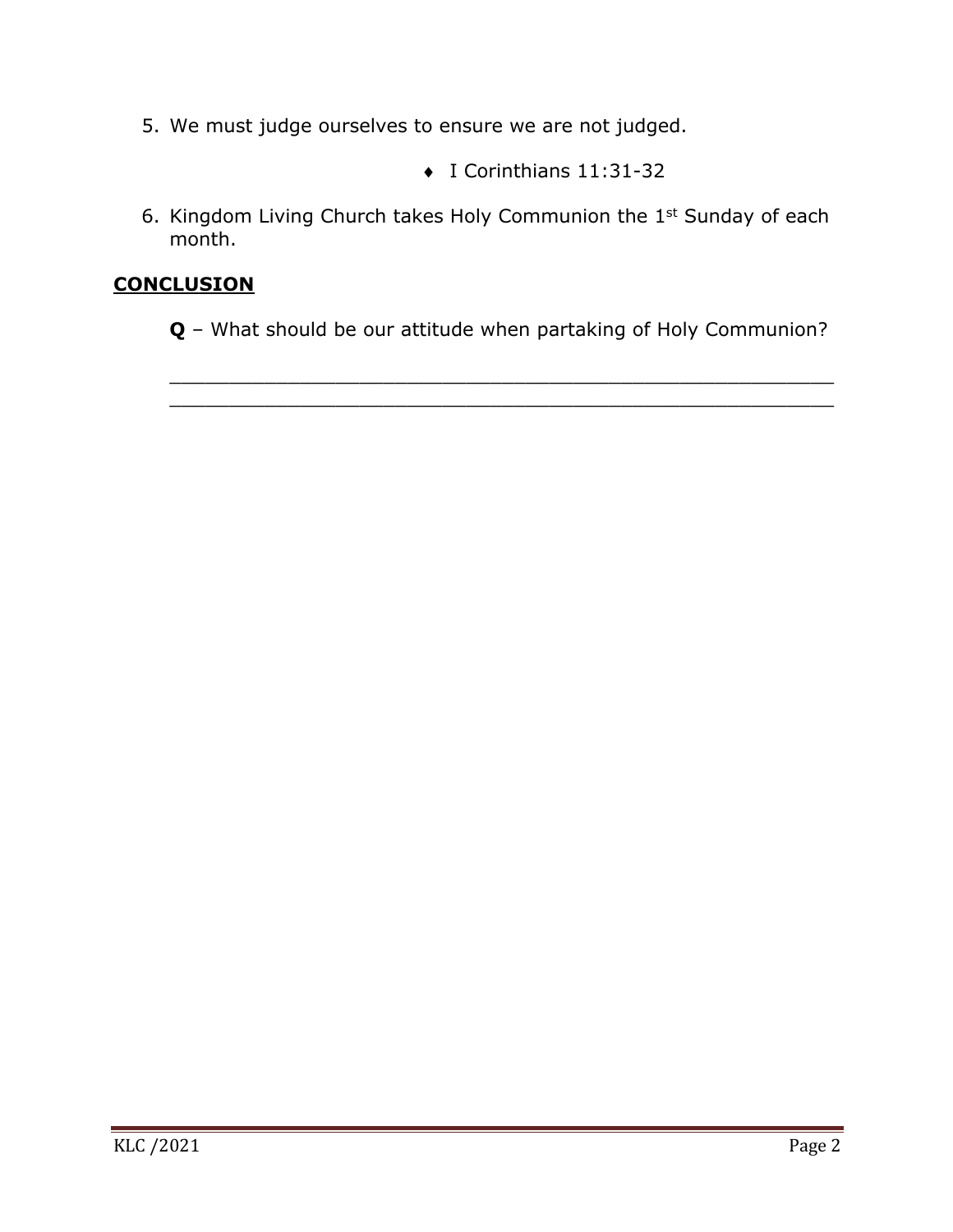5. We must judge ourselves to ensure we are not judged.

    - I Corinthians 11:31-32

6. Kingdom Living Church takes Holy Communion the 1st Sunday of each month.

## CONCLUSION

**Q** – What should be our attitude when partaking of Holy Communion?

______________________________________________________
______________________________________________________